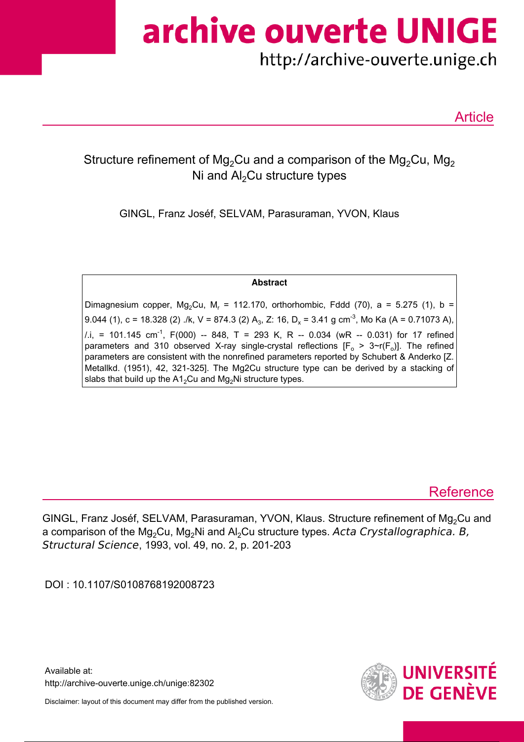# archive ouverte UNIGE

http://archive-ouverte.unige.ch

Article

## Structure refinement of $Mg_2Cu$ and a comparison of the $Mg_2Cu$, $Mg_2$ Ni and $Al_2Cu$ structure types

GINGL, Franz Joséf, SELVAM, Parasuraman, YVON, Klaus

### Abstract

Dimagnesium copper, $Mg_2Cu$, $M_r$ = 112.170, orthorhombic, Fddd (70), a = 5.275 (1), b = 9.044 (1), c = 18.328 (2) ./k, V = 874.3 (2) $A_3$, Z: 16, $D_x$ = 3.41 g $cm^{-3}$, Mo Ka (A = 0.71073 A), /.i, = 101.145 $cm^{-1}$, F(000) -- 848, T = 293 K, R -- 0.034 (wR -- 0.031) for 17 refined parameters and 310 observed X-ray single-crystal reflections [$F_o$ > 3~r($F_o$)]. The refined parameters are consistent with the nonrefined parameters reported by Schubert & Anderko [Z. Metallkd. (1951), 42, 321-325]. The Mg2Cu structure type can be derived by a stacking of slabs that build up the $A1_2Cu$ and $Mg_2Ni$ structure types.

Reference

GINGL, Franz Joséf, SELVAM, Parasuraman, YVON, Klaus. Structure refinement of $Mg_2Cu$ and a comparison of the $Mg_2Cu$, $Mg_2Ni$ and $Al_2Cu$ structure types. *Acta Crystallographica. B, Structural Science*, 1993, vol. 49, no. 2, p. 201-203

DOI : 10.1107/S0108768192008723

Available at:
http://archive-ouverte.unige.ch/unige:82302

Disclaimer: layout of this document may differ from the published version.

UNIVERSITÉ DE GENÈVE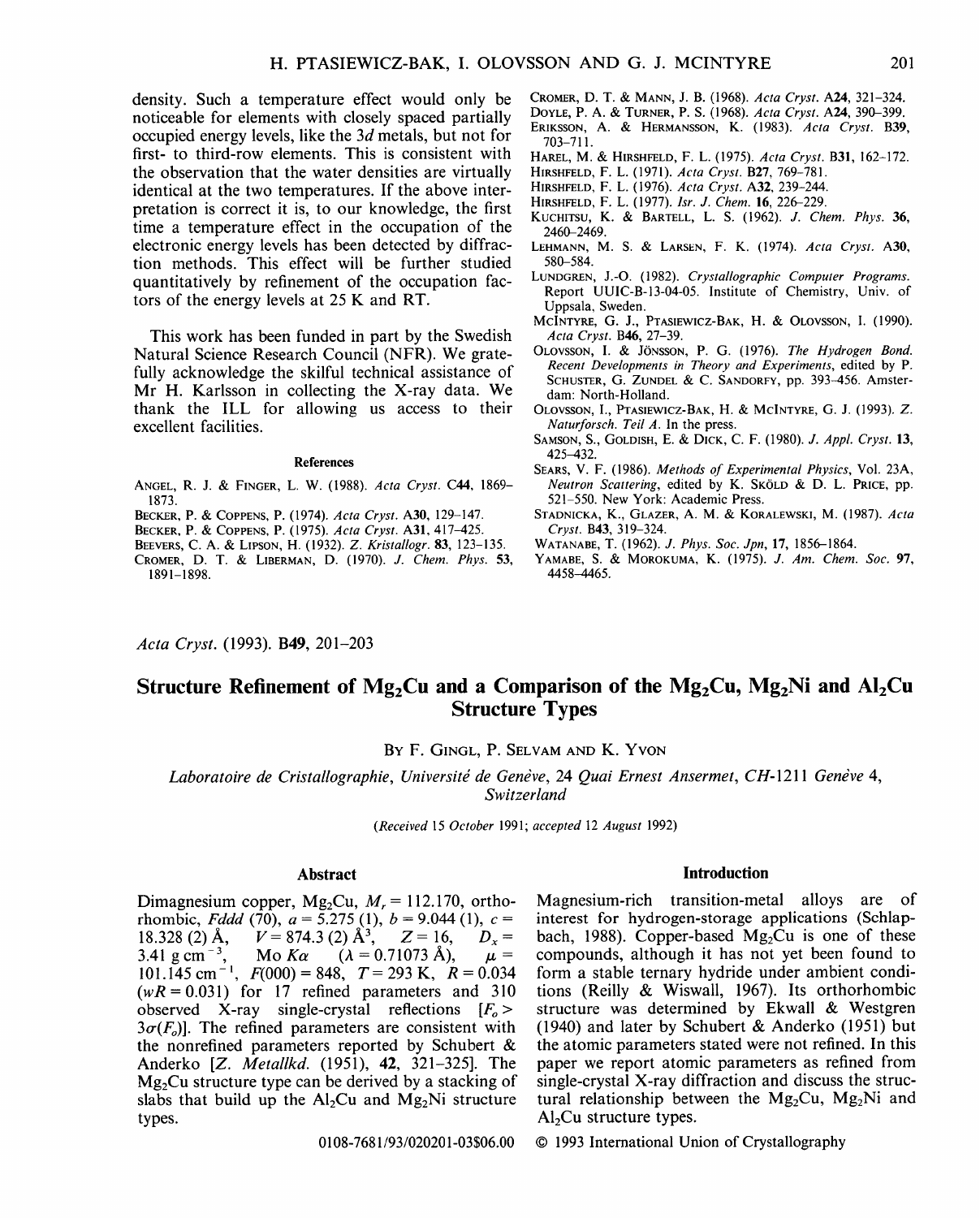density. Such a temperature effect would only be noticeable for elements with closely spaced partially occupied energy levels, like the 3*d* metals, but not for first- to third-row elements. This is consistent with the observation that the water densities are virtually identical at the two temperatures. If the above interpretation is correct it is, to our knowledge, the first time a temperature effect in the occupation of the electronic energy levels has been detected by diffraction methods. This effect will be further studied quantitatively by refinement of the occupation factors of the energy levels at 25 K and RT.

This work has been funded in part by the Swedish Natural Science Research Council (NFR). We gratefully acknowledge the skilful technical assistance of Mr H. Karlsson in collecting the X-ray data. We thank the ILL for allowing us access to their excellent facilities.

### References

Angel, R. J. & Finger, L. W. (1988). *Acta Cryst.* C**44**, 1869–1873.
Becker, P. & Coppens, P. (1974). *Acta Cryst.* A**30**, 129–147.
Becker, P. & Coppens, P. (1975). *Acta Cryst.* A**31**, 417–425.
Beevers, C. A. & Lipson, H. (1932). *Z. Kristallogr.* **83**, 123–135.
Cromer, D. T. & Liberman, D. (1970). *J. Chem. Phys.* **53**, 1891–1898.
Cromer, D. T. & Mann, J. B. (1968). *Acta Cryst.* A**24**, 321–324.
Doyle, P. A. & Turner, P. S. (1968). *Acta Cryst.* A**24**, 390–399.
Eriksson, A. & Hermansson, K. (1983). *Acta Cryst.* B**39**, 703–711.
Harel, M. & Hirshfeld, F. L. (1975). *Acta Cryst.* B**31**, 162–172.
Hirshfeld, F. L. (1971). *Acta Cryst.* B**27**, 769–781.
Hirshfeld, F. L. (1976). *Acta Cryst.* A**32**, 239–244.
Hirshfeld, F. L. (1977). *Isr. J. Chem.* **16**, 226–229.
Kuchitsu, K. & Bartell, L. S. (1962). *J. Chem. Phys.* **36**, 2460–2469.
Lehmann, M. S. & Larsen, F. K. (1974). *Acta Cryst.* A**30**, 580–584.
Lundgren, J.-O. (1982). *Crystallographic Computer Programs.* Report UUIC-B-13-04-05. Institute of Chemistry, Univ. of Uppsala, Sweden.
McIntyre, G. J., Ptasiewicz-Bak, H. & Olovsson, I. (1990). *Acta Cryst.* B**46**, 27–39.
Olovsson, I. & Jönsson, P. G. (1976). *The Hydrogen Bond. Recent Developments in Theory and Experiments*, edited by P. Schuster, G. Zundel & C. Sandorfy, pp. 393–456. Amsterdam: North-Holland.
Olovsson, I., Ptasiewicz-Bak, H. & McIntyre, G. J. (1993). *Z. Naturforsch. Teil A.* In the press.
Samson, S., Goldish, E. & Dick, C. F. (1980). *J. Appl. Cryst.* **13**, 425–432.
Sears, V. F. (1986). *Methods of Experimental Physics*, Vol. 23A, *Neutron Scattering*, edited by K. Sköld & D. L. Price, pp. 521–550. New York: Academic Press.
Stadnicka, K., Glazer, A. M. & Koralewski, M. (1987). *Acta Cryst.* B**43**, 319–324.
Watanabe, T. (1962). *J. Phys. Soc. Jpn*, **17**, 1856–1864.
Yamabe, S. & Morokuma, K. (1975). *J. Am. Chem. Soc.* **97**, 4458–4465.

*Acta Cryst.* (1993). B**49**, 201–203

# Structure Refinement of $Mg_2Cu$ and a Comparison of the $Mg_2Cu$, $Mg_2Ni$ and $Al_2Cu$ Structure Types

By F. Gingl, P. Selvam and K. Yvon

*Laboratoire de Cristallographie, Université de Genève, 24 Quai Ernest Ansermet, CH-1211 Genève 4, Switzerland*

*(Received 15 October 1991; accepted 12 August 1992)*

## Abstract

Dimagnesium copper, $Mg_2Cu$, $M_r = 112.170$, orthorhombic, *Fddd* (70), $a = 5.275$ (1), $b = 9.044$ (1), $c = 18.328$ (2) Å, $V = 874.3$ (2) Å$^3$, $Z = 16$, $D_x = 3.41$ g cm$^{-3}$, Mo $K\alpha$ ($\lambda = 0.71073$ Å), $\mu = 101.145$ cm$^{-1}$, $F(000) = 848$, $T = 293$ K, $R = 0.034$ ($wR = 0.031$) for 17 refined parameters and 310 observed X-ray single-crystal reflections [$F_o > 3\sigma(F_o)$]. The refined parameters are consistent with the nonrefined parameters reported by Schubert & Anderko [*Z. Metallkd.* (1951), **42**, 321–325]. The $Mg_2Cu$ structure type can be derived by a stacking of slabs that build up the $Al_2Cu$ and $Mg_2Ni$ structure types.

0108-7681/93/020201-03$06.00

## Introduction

Magnesium-rich transition-metal alloys are of interest for hydrogen-storage applications (Schlapbach, 1988). Copper-based $Mg_2Cu$ is one of these compounds, although it has not yet been found to form a stable ternary hydride under ambient conditions (Reilly & Wiswall, 1967). Its orthorhombic structure was determined by Ekwall & Westgren (1940) and later by Schubert & Anderko (1951) but the atomic parameters stated were not refined. In this paper we report atomic parameters as refined from single-crystal X-ray diffraction and discuss the structural relationship between the $Mg_2Cu$, $Mg_2Ni$ and $Al_2Cu$ structure types.

© 1993 International Union of Crystallography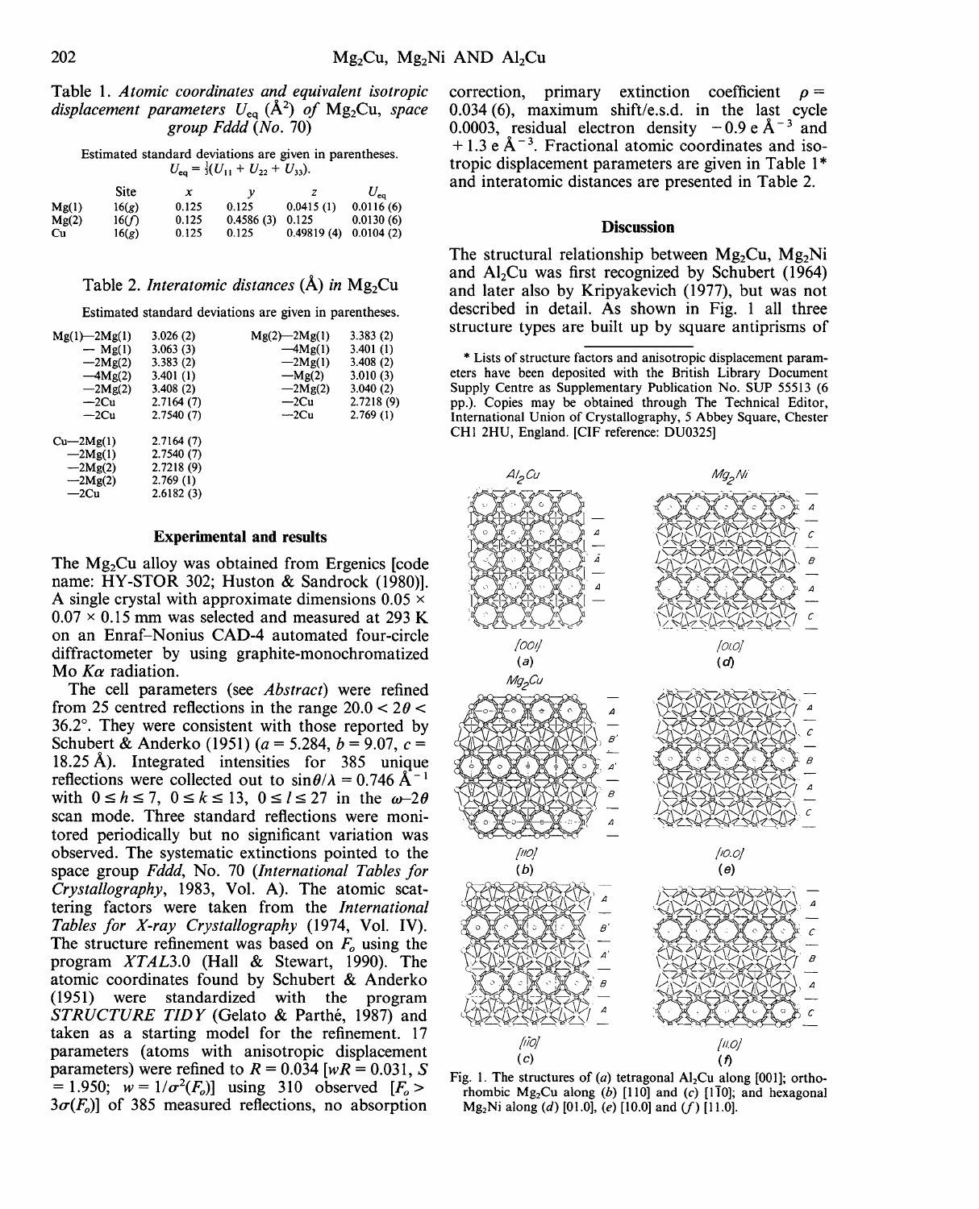Table 1. *Atomic coordinates and equivalent isotropic displacement parameters* $U_{eq}$ (Å$^2$) *of* $Mg_2Cu$, *space group Fddd* (*No.* 70)

Estimated standard deviations are given in parentheses. $U_{eq} = \frac{1}{3}(U_{11} + U_{22} + U_{33})$.

| | Site | *x* | *y* | *z* | $U_{eq}$ |
|---|---|---|---|---|---|
| Mg(1) | 16(*g*) | 0.125 | 0.125 | 0.0415 (1) | 0.0116 (6) |
| Mg(2) | 16(*f*) | 0.125 | 0.4586 (3) | 0.125 | 0.0130 (6) |
| Cu | 16(*g*) | 0.125 | 0.125 | 0.49819 (4) | 0.0104 (2) |

Table 2. *Interatomic distances* (Å) *in* $Mg_2Cu$

Estimated standard deviations are given in parentheses.

| | | | |
|---|---|---|---|
| Mg(1)—2Mg(1) | 3.026 (2) | Mg(2)—2Mg(1) | 3.383 (2) |
| — Mg(1) | 3.063 (3) | —4Mg(1) | 3.401 (1) |
| —2Mg(2) | 3.383 (2) | —2Mg(1) | 3.408 (2) |
| —4Mg(2) | 3.401 (1) | —Mg(2) | 3.010 (3) |
| —2Mg(2) | 3.408 (2) | —2Mg(2) | 3.040 (2) |
| —2Cu | 2.7164 (7) | —2Cu | 2.7218 (9) |
| —2Cu | 2.7540 (7) | —2Cu | 2.769 (1) |
| Cu—2Mg(1) | 2.7164 (7) | | |
| —2Mg(1) | 2.7540 (7) | | |
| —2Mg(2) | 2.7218 (9) | | |
| —2Mg(2) | 2.769 (1) | | |
| —2Cu | 2.6182 (3) | | |

## Experimental and results

The $Mg_2Cu$ alloy was obtained from Ergenics [code name: HY-STOR 302; Huston & Sandrock (1980)]. A single crystal with approximate dimensions 0.05 × 0.07 × 0.15 mm was selected and measured at 293 K on an Enraf–Nonius CAD-4 automated four-circle diffractometer by using graphite-monochromatized Mo $K\alpha$ radiation.

The cell parameters (see *Abstract*) were refined from 25 centred reflections in the range $20.0 < 2\theta < 36.2°$. They were consistent with those reported by Schubert & Anderko (1951) ($a$ = 5.284, $b$ = 9.07, $c$ = 18.25 Å). Integrated intensities for 385 unique reflections were collected out to $\sin\theta/\lambda = 0.746$ Å$^{-1}$ with $0 \leq h \leq 7$, $0 \leq k \leq 13$, $0 \leq l \leq 27$ in the $\omega$–$2\theta$ scan mode. Three standard reflections were monitored periodically but no significant variation was observed. The systematic extinctions pointed to the space group *Fddd*, No. 70 (*International Tables for Crystallography*, 1983, Vol. A). The atomic scattering factors were taken from the *International Tables for X-ray Crystallography* (1974, Vol. IV). The structure refinement was based on $F_o$ using the program *XTAL*3.0 (Hall & Stewart, 1990). The atomic coordinates found by Schubert & Anderko (1951) were standardized with the program *STRUCTURE TIDY* (Gelato & Parthé, 1987) and taken as a starting model for the refinement. 17 parameters (atoms with anisotropic displacement parameters) were refined to $R = 0.034$ [$wR = 0.031$, $S = 1.950$; $w = 1/\sigma^2(F_o)$] using 310 observed [$F_o > 3\sigma(F_o)$] of 385 measured reflections, no absorption correction, primary extinction coefficient $\rho = 0.034$ (6), maximum shift/e.s.d. in the last cycle 0.0003, residual electron density $-0.9$ e Å$^{-3}$ and $+1.3$ e Å$^{-3}$. Fractional atomic coordinates and isotropic displacement parameters are given in Table 1* and interatomic distances are presented in Table 2.

\* Lists of structure factors and anisotropic displacement parameters have been deposited with the British Library Document Supply Centre as Supplementary Publication No. SUP 55513 (6 pp.). Copies may be obtained through The Technical Editor, International Union of Crystallography, 5 Abbey Square, Chester CH1 2HU, England. [CIF reference: DU0325]

## Discussion

The structural relationship between $Mg_2Cu$, $Mg_2Ni$ and $Al_2Cu$ was first recognized by Schubert (1964) and later also by Kripyakevich (1977), but was not described in detail. As shown in Fig. 1 all three structure types are built up by square antiprisms of

Fig. 1. The structures of (*a*) tetragonal $Al_2Cu$ along [001]; orthorhombic $Mg_2Cu$ along (*b*) [110] and (*c*) [$1\bar{1}0$]; and hexagonal $Mg_2Ni$ along (*d*) [01.0], (*e*) [10.0] and (*f*) [11.0].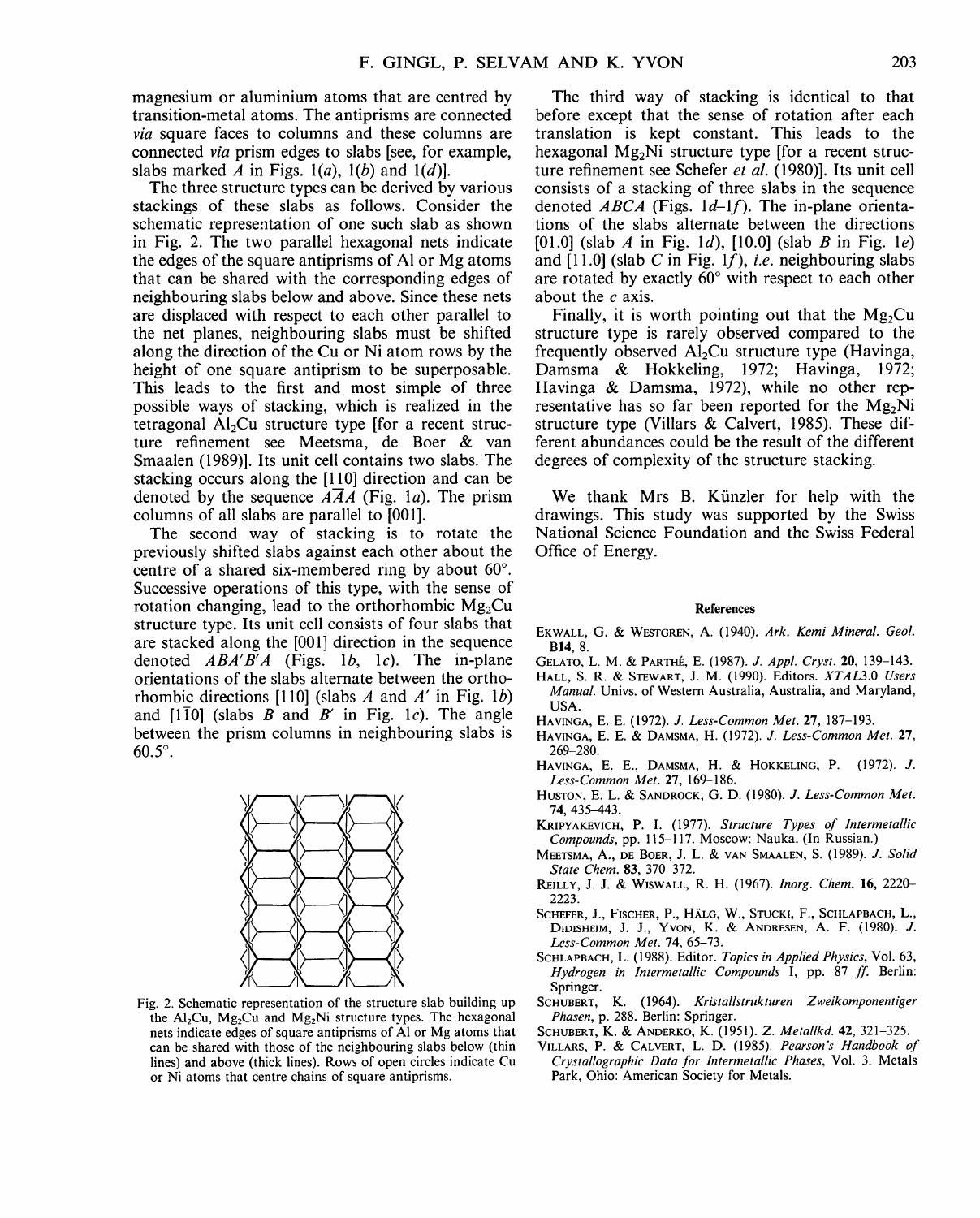magnesium or aluminium atoms that are centred by transition-metal atoms. The antiprisms are connected *via* square faces to columns and these columns are connected *via* prism edges to slabs [see, for example, slabs marked *A* in Figs. 1(*a*), 1(*b*) and 1(*d*)].

The three structure types can be derived by various stackings of these slabs as follows. Consider the schematic representation of one such slab as shown in Fig. 2. The two parallel hexagonal nets indicate the edges of the square antiprisms of Al or Mg atoms that can be shared with the corresponding edges of neighbouring slabs below and above. Since these nets are displaced with respect to each other parallel to the net planes, neighbouring slabs must be shifted along the direction of the Cu or Ni atom rows by the height of one square antiprism to be superposable. This leads to the first and most simple of three possible ways of stacking, which is realized in the tetragonal $Al_2Cu$ structure type [for a recent structure refinement see Meetsma, de Boer & van Smaalen (1989)]. Its unit cell contains two slabs. The stacking occurs along the [110] direction and can be denoted by the sequence $A\bar{A}A$ (Fig. 1*a*). The prism columns of all slabs are parallel to [001].

The second way of stacking is to rotate the previously shifted slabs against each other about the centre of a shared six-membered ring by about 60°. Successive operations of this type, with the sense of rotation changing, lead to the orthorhombic $Mg_2Cu$ structure type. Its unit cell consists of four slabs that are stacked along the [001] direction in the sequence denoted $ABA'B'A$ (Figs. 1*b*, 1*c*). The in-plane orientations of the slabs alternate between the orthorhombic directions [110] (slabs *A* and *A'* in Fig. 1*b*) and $[1\bar{1}0]$ (slabs *B* and *B'* in Fig. 1*c*). The angle between the prism columns in neighbouring slabs is 60.5°.

Fig. 2. Schematic representation of the structure slab building up the $Al_2Cu$, $Mg_2Cu$ and $Mg_2Ni$ structure types. The hexagonal nets indicate edges of square antiprisms of Al or Mg atoms that can be shared with those of the neighbouring slabs below (thin lines) and above (thick lines). Rows of open circles indicate Cu or Ni atoms that centre chains of square antiprisms.

The third way of stacking is identical to that before except that the sense of rotation after each translation is kept constant. This leads to the hexagonal $Mg_2Ni$ structure type [for a recent structure refinement see Schefer *et al.* (1980)]. Its unit cell consists of a stacking of three slabs in the sequence denoted *ABCA* (Figs. 1*d*–1*f*). The in-plane orientations of the slabs alternate between the directions [01.0] (slab *A* in Fig. 1*d*), [10.0] (slab *B* in Fig. 1*e*) and [11.0] (slab *C* in Fig. 1*f*), *i.e.* neighbouring slabs are rotated by exactly 60° with respect to each other about the *c* axis.

Finally, it is worth pointing out that the $Mg_2Cu$ structure type is rarely observed compared to the frequently observed $Al_2Cu$ structure type (Havinga, Damsma & Hokkeling, 1972; Havinga, 1972; Havinga & Damsma, 1972), while no other representative has so far been reported for the $Mg_2Ni$ structure type (Villars & Calvert, 1985). These different abundances could be the result of the different degrees of complexity of the structure stacking.

We thank Mrs B. Künzler for help with the drawings. This study was supported by the Swiss National Science Foundation and the Swiss Federal Office of Energy.

## References

EKWALL, G. & WESTGREN, A. (1940). *Ark. Kemi Mineral. Geol.* **B14**, 8.

GELATO, L. M. & PARTHÉ, E. (1987). *J. Appl. Cryst.* **20**, 139–143.

HALL, S. R. & STEWART, J. M. (1990). Editors. *XTAL*3.0 *Users Manual*. Univs. of Western Australia, Australia, and Maryland, USA.

HAVINGA, E. E. (1972). *J. Less-Common Met.* **27**, 187–193.

HAVINGA, E. E. & DAMSMA, H. (1972). *J. Less-Common Met.* **27**, 269–280.

HAVINGA, E. E., DAMSMA, H. & HOKKELING, P. (1972). *J. Less-Common Met.* **27**, 169–186.

HUSTON, E. L. & SANDROCK, G. D. (1980). *J. Less-Common Met.* **74**, 435–443.

KRIPYAKEVICH, P. I. (1977). *Structure Types of Intermetallic Compounds*, pp. 115–117. Moscow: Nauka. (In Russian.)

MEETSMA, A., DE BOER, J. L. & VAN SMAALEN, S. (1989). *J. Solid State Chem.* **83**, 370–372.

REILLY, J. J. & WISWALL, R. H. (1967). *Inorg. Chem.* **16**, 2220–2223.

SCHEFER, J., FISCHER, P., HÄLG, W., STUCKI, F., SCHLAPBACH, L., DIDISHEIM, J. J., YVON, K. & ANDRESEN, A. F. (1980). *J. Less-Common Met.* **74**, 65–73.

SCHLAPBACH, L. (1988). Editor. *Topics in Applied Physics*, Vol. 63, *Hydrogen in Intermetallic Compounds* I, pp. 87 *ff*. Berlin: Springer.

SCHUBERT, K. (1964). *Kristallstrukturen Zweikomponentiger Phasen*, p. 288. Berlin: Springer.

SCHUBERT, K. & ANDERKO, K. (1951). *Z. Metallkd.* **42**, 321–325.

VILLARS, P. & CALVERT, L. D. (1985). *Pearson's Handbook of Crystallographic Data for Intermetallic Phases*, Vol. 3. Metals Park, Ohio: American Society for Metals.